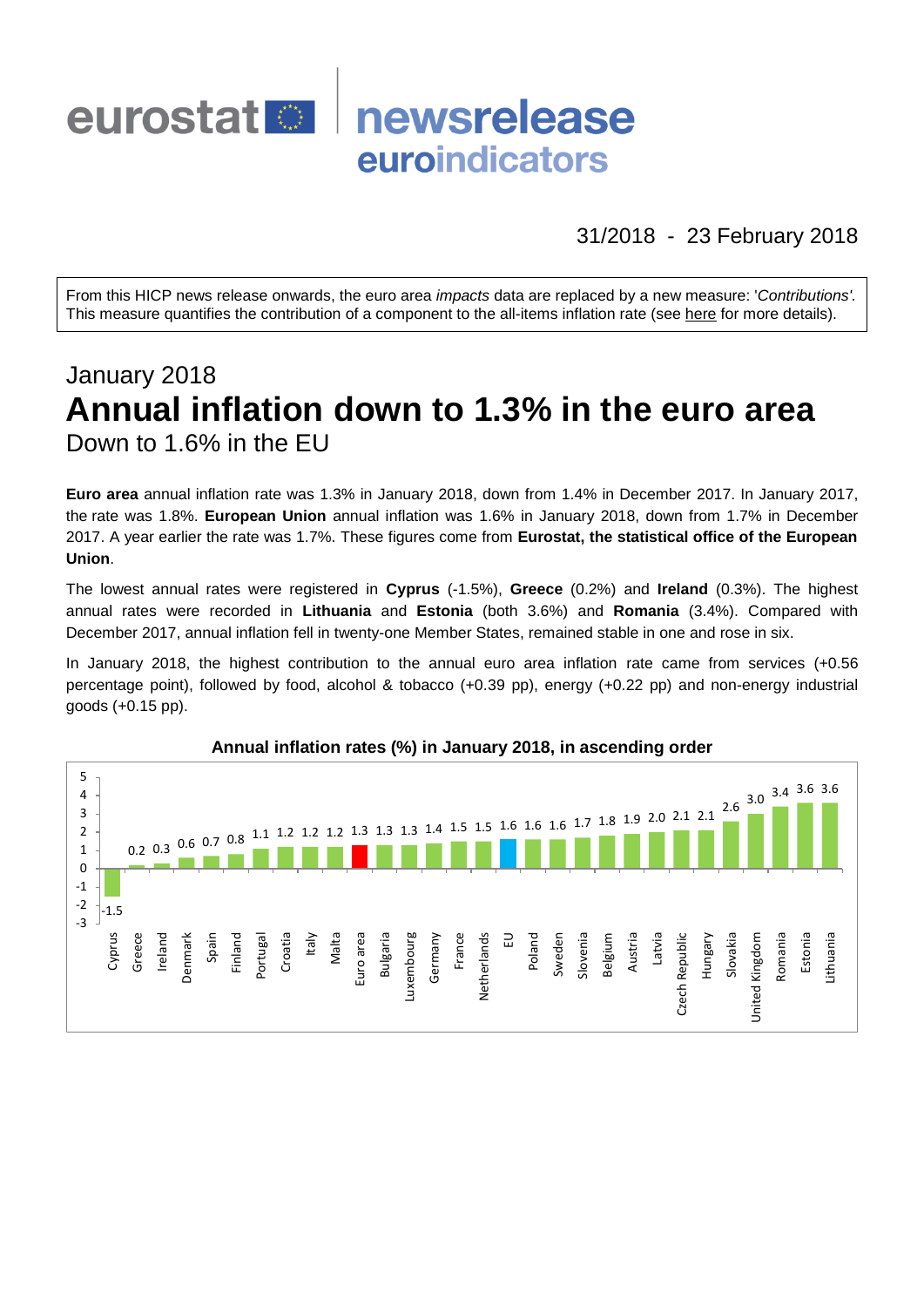eurostat newsrelease euroindicators

31/2018 - 23 February 2018

From this HICP news release onwards, the euro area *impacts* data are replaced by a new measure: '*Contributions'*. This measure quantifies the contribution of a component to the all-items inflation rate (see here for more details).

# January 2018
# Annual inflation down to 1.3% in the euro area
## Down to 1.6% in the EU

**Euro area** annual inflation rate was 1.3% in January 2018, down from 1.4% in December 2017. In January 2017, the rate was 1.8%. **European Union** annual inflation was 1.6% in January 2018, down from 1.7% in December 2017. A year earlier the rate was 1.7%. These figures come from **Eurostat, the statistical office of the European Union**.

The lowest annual rates were registered in **Cyprus** (-1.5%), **Greece** (0.2%) and **Ireland** (0.3%). The highest annual rates were recorded in **Lithuania** and **Estonia** (both 3.6%) and **Romania** (3.4%). Compared with December 2017, annual inflation fell in twenty-one Member States, remained stable in one and rose in six.

In January 2018, the highest contribution to the annual euro area inflation rate came from services (+0.56 percentage point), followed by food, alcohol & tobacco (+0.39 pp), energy (+0.22 pp) and non-energy industrial goods (+0.15 pp).

**Annual inflation rates (%) in January 2018, in ascending order**

| Country | Rate |
|---|---|
| Cyprus | -1.5 |
| Greece | 0.2 |
| Ireland | 0.3 |
| Denmark | 0.6 |
| Spain | 0.7 |
| Finland | 0.8 |
| Portugal | 1.1 |
| Croatia | 1.2 |
| Italy | 1.2 |
| Malta | 1.2 |
| Euro area | 1.3 |
| Bulgaria | 1.3 |
| Luxembourg | 1.3 |
| Germany | 1.4 |
| France | 1.5 |
| Netherlands | 1.5 |
| EU | 1.6 |
| Poland | 1.6 |
| Sweden | 1.6 |
| Slovenia | 1.7 |
| Belgium | 1.8 |
| Austria | 1.9 |
| Latvia | 2.0 |
| Czech Republic | 2.1 |
| Hungary | 2.1 |
| Slovakia | 2.6 |
| United Kingdom | 3.0 |
| Romania | 3.4 |
| Estonia | 3.6 |
| Lithuania | 3.6 |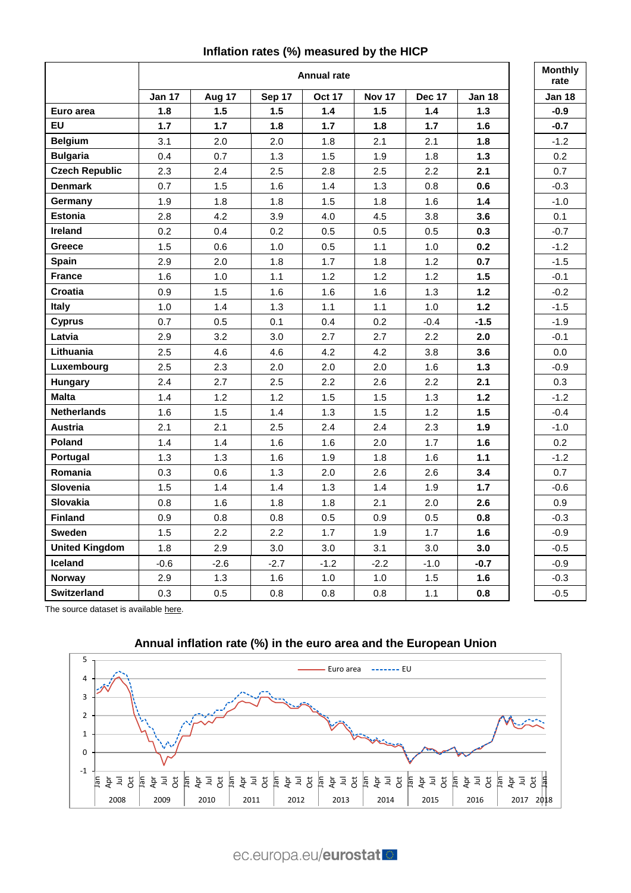## Inflation rates (%) measured by the HICP

| | Annual rate | | | | | | | Monthly rate |
|---|---|---|---|---|---|---|---|---|
| | Jan 17 | Aug 17 | Sep 17 | Oct 17 | Nov 17 | Dec 17 | Jan 18 | Jan 18 |
| **Euro area** | **1.8** | **1.5** | **1.5** | **1.4** | **1.5** | **1.4** | **1.3** | **-0.9** |
| **EU** | **1.7** | **1.7** | **1.8** | **1.7** | **1.8** | **1.7** | **1.6** | **-0.7** |
| **Belgium** | 3.1 | 2.0 | 2.0 | 1.8 | 2.1 | 2.1 | **1.8** | -1.2 |
| **Bulgaria** | 0.4 | 0.7 | 1.3 | 1.5 | 1.9 | 1.8 | **1.3** | 0.2 |
| **Czech Republic** | 2.3 | 2.4 | 2.5 | 2.8 | 2.5 | 2.2 | **2.1** | 0.7 |
| **Denmark** | 0.7 | 1.5 | 1.6 | 1.4 | 1.3 | 0.8 | **0.6** | -0.3 |
| **Germany** | 1.9 | 1.8 | 1.8 | 1.5 | 1.8 | 1.6 | **1.4** | -1.0 |
| **Estonia** | 2.8 | 4.2 | 3.9 | 4.0 | 4.5 | 3.8 | **3.6** | 0.1 |
| **Ireland** | 0.2 | 0.4 | 0.2 | 0.5 | 0.5 | 0.5 | **0.3** | -0.7 |
| **Greece** | 1.5 | 0.6 | 1.0 | 0.5 | 1.1 | 1.0 | **0.2** | -1.2 |
| **Spain** | 2.9 | 2.0 | 1.8 | 1.7 | 1.8 | 1.2 | **0.7** | -1.5 |
| **France** | 1.6 | 1.0 | 1.1 | 1.2 | 1.2 | 1.2 | **1.5** | -0.1 |
| **Croatia** | 0.9 | 1.5 | 1.6 | 1.6 | 1.6 | 1.3 | **1.2** | -0.2 |
| **Italy** | 1.0 | 1.4 | 1.3 | 1.1 | 1.1 | 1.0 | **1.2** | -1.5 |
| **Cyprus** | 0.7 | 0.5 | 0.1 | 0.4 | 0.2 | -0.4 | **-1.5** | -1.9 |
| **Latvia** | 2.9 | 3.2 | 3.0 | 2.7 | 2.7 | 2.2 | **2.0** | -0.1 |
| **Lithuania** | 2.5 | 4.6 | 4.6 | 4.2 | 4.2 | 3.8 | **3.6** | 0.0 |
| **Luxembourg** | 2.5 | 2.3 | 2.0 | 2.0 | 2.0 | 1.6 | **1.3** | -0.9 |
| **Hungary** | 2.4 | 2.7 | 2.5 | 2.2 | 2.6 | 2.2 | **2.1** | 0.3 |
| **Malta** | 1.4 | 1.2 | 1.2 | 1.5 | 1.5 | 1.3 | **1.2** | -1.2 |
| **Netherlands** | 1.6 | 1.5 | 1.4 | 1.3 | 1.5 | 1.2 | **1.5** | -0.4 |
| **Austria** | 2.1 | 2.1 | 2.5 | 2.4 | 2.4 | 2.3 | **1.9** | -1.0 |
| **Poland** | 1.4 | 1.4 | 1.6 | 1.6 | 2.0 | 1.7 | **1.6** | 0.2 |
| **Portugal** | 1.3 | 1.3 | 1.6 | 1.9 | 1.8 | 1.6 | **1.1** | -1.2 |
| **Romania** | 0.3 | 0.6 | 1.3 | 2.0 | 2.6 | 2.6 | **3.4** | 0.7 |
| **Slovenia** | 1.5 | 1.4 | 1.4 | 1.3 | 1.4 | 1.9 | **1.7** | -0.6 |
| **Slovakia** | 0.8 | 1.6 | 1.8 | 1.8 | 2.1 | 2.0 | **2.6** | 0.9 |
| **Finland** | 0.9 | 0.8 | 0.8 | 0.5 | 0.9 | 0.5 | **0.8** | -0.3 |
| **Sweden** | 1.5 | 2.2 | 2.2 | 1.7 | 1.9 | 1.7 | **1.6** | -0.9 |
| **United Kingdom** | 1.8 | 2.9 | 3.0 | 3.0 | 3.1 | 3.0 | **3.0** | -0.5 |
| **Iceland** | -0.6 | -2.6 | -2.7 | -1.2 | -2.2 | -1.0 | **-0.7** | -0.9 |
| **Norway** | 2.9 | 1.3 | 1.6 | 1.0 | 1.0 | 1.5 | **1.6** | -0.3 |
| **Switzerland** | 0.3 | 0.5 | 0.8 | 0.8 | 0.8 | 1.1 | **0.8** | -0.5 |

The source dataset is available here.

## Annual inflation rate (%) in the euro area and the European Union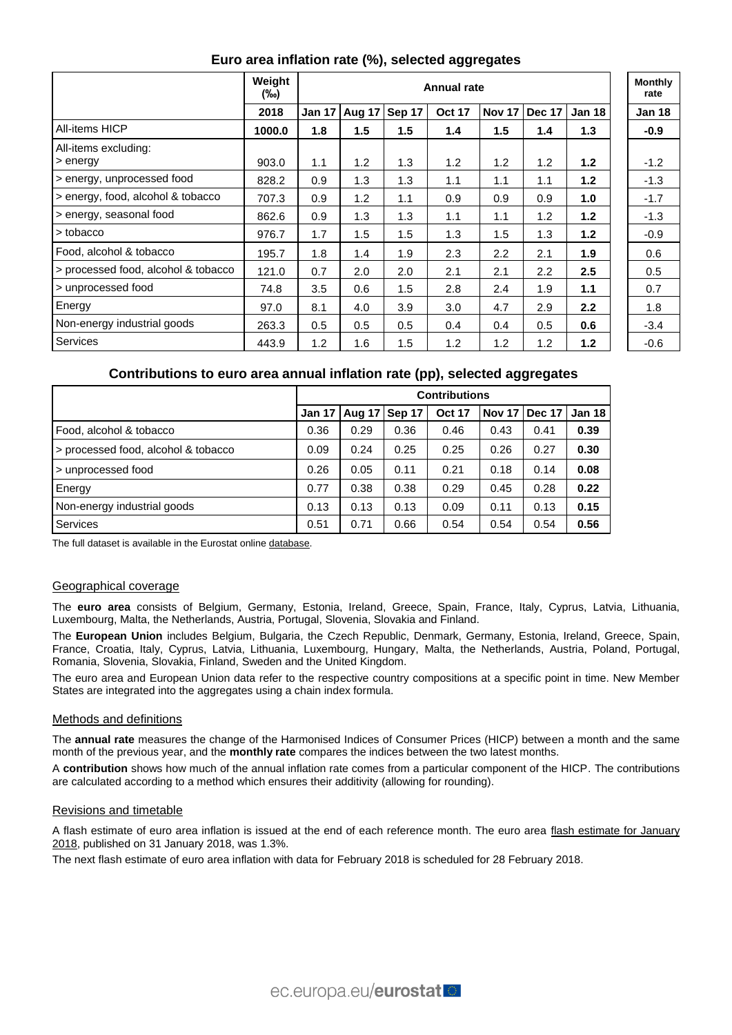### Euro area inflation rate (%), selected aggregates

| | Weight (‰) | Annual rate | | | | | | | Monthly rate |
|---|---|---|---|---|---|---|---|---|---|
| | 2018 | Jan 17 | Aug 17 | Sep 17 | Oct 17 | Nov 17 | Dec 17 | Jan 18 | Jan 18 |
| All-items HICP | **1000.0** | **1.8** | **1.5** | **1.5** | **1.4** | **1.5** | **1.4** | **1.3** | **-0.9** |
| All-items excluding: > energy | 903.0 | 1.1 | 1.2 | 1.3 | 1.2 | 1.2 | 1.2 | **1.2** | -1.2 |
| > energy, unprocessed food | 828.2 | 0.9 | 1.3 | 1.3 | 1.1 | 1.1 | 1.1 | **1.2** | -1.3 |
| > energy, food, alcohol & tobacco | 707.3 | 0.9 | 1.2 | 1.1 | 0.9 | 0.9 | 0.9 | **1.0** | -1.7 |
| > energy, seasonal food | 862.6 | 0.9 | 1.3 | 1.3 | 1.1 | 1.1 | 1.2 | **1.2** | -1.3 |
| > tobacco | 976.7 | 1.7 | 1.5 | 1.5 | 1.3 | 1.5 | 1.3 | **1.2** | -0.9 |
| Food, alcohol & tobacco | 195.7 | 1.8 | 1.4 | 1.9 | 2.3 | 2.2 | 2.1 | **1.9** | 0.6 |
| > processed food, alcohol & tobacco | 121.0 | 0.7 | 2.0 | 2.0 | 2.1 | 2.1 | 2.2 | **2.5** | 0.5 |
| > unprocessed food | 74.8 | 3.5 | 0.6 | 1.5 | 2.8 | 2.4 | 1.9 | **1.1** | 0.7 |
| Energy | 97.0 | 8.1 | 4.0 | 3.9 | 3.0 | 4.7 | 2.9 | **2.2** | 1.8 |
| Non-energy industrial goods | 263.3 | 0.5 | 0.5 | 0.5 | 0.4 | 0.4 | 0.5 | **0.6** | -3.4 |
| Services | 443.9 | 1.2 | 1.6 | 1.5 | 1.2 | 1.2 | 1.2 | **1.2** | -0.6 |

### Contributions to euro area annual inflation rate (pp), selected aggregates

| | Contributions | | | | | | |
|---|---|---|---|---|---|---|---|
| | Jan 17 | Aug 17 | Sep 17 | Oct 17 | Nov 17 | Dec 17 | Jan 18 |
| Food, alcohol & tobacco | 0.36 | 0.29 | 0.36 | 0.46 | 0.43 | 0.41 | **0.39** |
| > processed food, alcohol & tobacco | 0.09 | 0.24 | 0.25 | 0.25 | 0.26 | 0.27 | **0.30** |
| > unprocessed food | 0.26 | 0.05 | 0.11 | 0.21 | 0.18 | 0.14 | **0.08** |
| Energy | 0.77 | 0.38 | 0.38 | 0.29 | 0.45 | 0.28 | **0.22** |
| Non-energy industrial goods | 0.13 | 0.13 | 0.13 | 0.09 | 0.11 | 0.13 | **0.15** |
| Services | 0.51 | 0.71 | 0.66 | 0.54 | 0.54 | 0.54 | **0.56** |

The full dataset is available in the Eurostat online database.

#### Geographical coverage

The **euro area** consists of Belgium, Germany, Estonia, Ireland, Greece, Spain, France, Italy, Cyprus, Latvia, Lithuania, Luxembourg, Malta, the Netherlands, Austria, Portugal, Slovenia, Slovakia and Finland.

The **European Union** includes Belgium, Bulgaria, the Czech Republic, Denmark, Germany, Estonia, Ireland, Greece, Spain, France, Croatia, Italy, Cyprus, Latvia, Lithuania, Luxembourg, Hungary, Malta, the Netherlands, Austria, Poland, Portugal, Romania, Slovenia, Slovakia, Finland, Sweden and the United Kingdom.

The euro area and European Union data refer to the respective country compositions at a specific point in time. New Member States are integrated into the aggregates using a chain index formula.

#### Methods and definitions

The **annual rate** measures the change of the Harmonised Indices of Consumer Prices (HICP) between a month and the same month of the previous year, and the **monthly rate** compares the indices between the two latest months.

A **contribution** shows how much of the annual inflation rate comes from a particular component of the HICP. The contributions are calculated according to a method which ensures their additivity (allowing for rounding).

#### Revisions and timetable

A flash estimate of euro area inflation is issued at the end of each reference month. The euro area flash estimate for January 2018, published on 31 January 2018, was 1.3%.

The next flash estimate of euro area inflation with data for February 2018 is scheduled for 28 February 2018.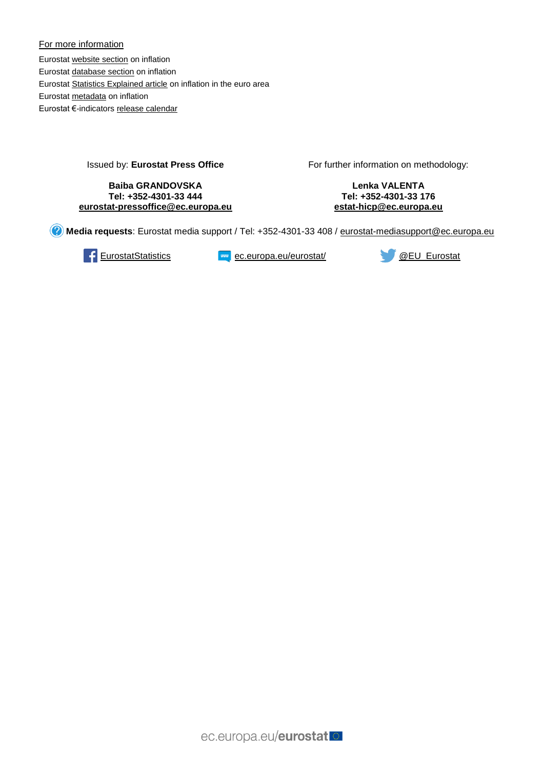For more information

Eurostat website section on inflation
Eurostat database section on inflation
Eurostat Statistics Explained article on inflation in the euro area
Eurostat metadata on inflation
Eurostat €-indicators release calendar

Issued by: **Eurostat Press Office**

**Baiba GRANDOVSKA**
**Tel: +352-4301-33 444**
**eurostat-pressoffice@ec.europa.eu**

For further information on methodology:

**Lenka VALENTA**
**Tel: +352-4301-33 176**
**estat-hicp@ec.europa.eu**

**Media requests**: Eurostat media support / Tel: +352-4301-33 408 / eurostat-mediasupport@ec.europa.eu

EurostatStatistics    ec.europa.eu/eurostat/    @EU_Eurostat